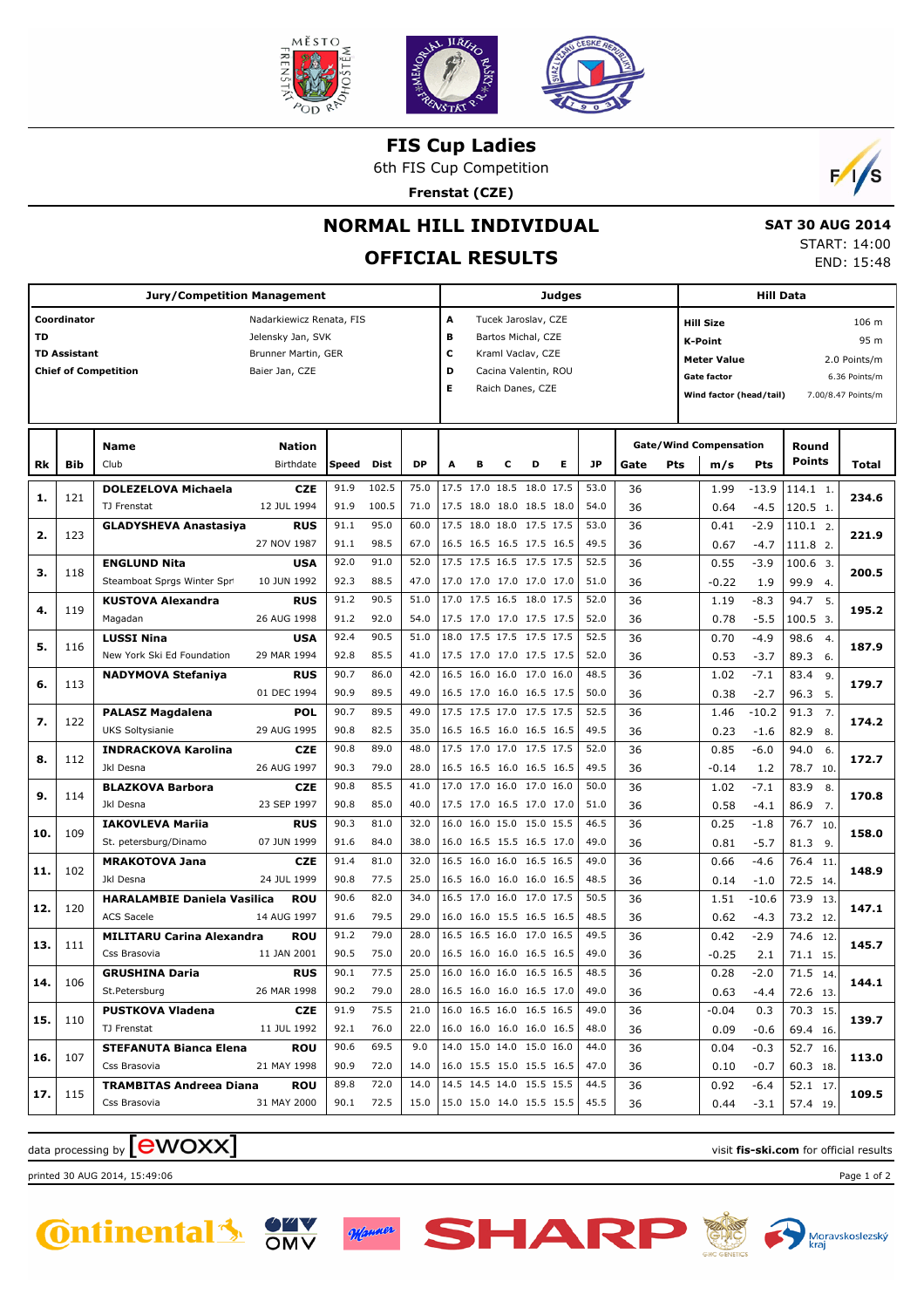# FIS Cup Ladies

6th FIS Cup Competition

**Frenstat (CZE)**

## NORMAL HILL INDIVIDUAL

## OFFICIAL RESULTS

**SAT 30 AUG 2014**

START: 14:00

END: 15:48

| Jury/Competition Management | |
|---|---|
| **Coordinator** | Nadarkiewicz Renata, FIS |
| **TD** | Jelensky Jan, SVK |
| **TD Assistant** | Brunner Martin, GER |
| **Chief of Competition** | Baier Jan, CZE |

| Judges | |
|---|---|
| **A** | Tucek Jaroslav, CZE |
| **B** | Bartos Michal, CZE |
| **C** | Kraml Vaclav, CZE |
| **D** | Cacina Valentin, ROU |
| **E** | Raich Danes, CZE |

| Hill Data | |
|---|---|
| **Hill Size** | 106 m |
| **K-Point** | 95 m |
| **Meter Value** | 2.0 Points/m |
| **Gate factor** | 6.36 Points/m |
| **Wind factor (head/tail)** | 7.00/8.47 Points/m |

| Rk | Bib | Name / Club | Nation / Birthdate | Speed | Dist | DP | A | B | C | D | E | JP | Gate | Gate Pts | m/s | Wind Pts | Round Points | Total |
|---|---|---|---|---|---|---|---|---|---|---|---|---|---|---|---|---|---|---|
| 1. | 121 | **DOLEZELOVA Michaela** | **CZE** | 91.9 | 102.5 | 75.0 | 17.5 | 17.0 | 18.5 | 18.0 | 17.5 | 53.0 | 36 | | 1.99 | -13.9 | 114.1 1. | **234.6** |
| | | TJ Frenstat | 12 JUL 1994 | 91.9 | 100.5 | 71.0 | 17.5 | 18.0 | 18.0 | 18.5 | 18.0 | 54.0 | 36 | | 0.64 | -4.5 | 120.5 1. | |
| 2. | 123 | **GLADYSHEVA Anastasiya** | **RUS** | 91.1 | 95.0 | 60.0 | 17.5 | 18.0 | 18.0 | 17.5 | 17.5 | 53.0 | 36 | | 0.41 | -2.9 | 110.1 2. | **221.9** |
| | | | 27 NOV 1987 | 91.1 | 98.5 | 67.0 | 16.5 | 16.5 | 16.5 | 17.5 | 16.5 | 49.5 | 36 | | 0.67 | -4.7 | 111.8 2. | |
| 3. | 118 | **ENGLUND Nita** | **USA** | 92.0 | 91.0 | 52.0 | 17.5 | 17.5 | 16.5 | 17.5 | 17.5 | 52.5 | 36 | | 0.55 | -3.9 | 100.6 3. | **200.5** |
| | | Steamboat Sprgs Winter Spr | 10 JUN 1992 | 92.3 | 88.5 | 47.0 | 17.0 | 17.0 | 17.0 | 17.0 | 17.0 | 51.0 | 36 | | -0.22 | 1.9 | 99.9 4. | |
| 4. | 119 | **KUSTOVA Alexandra** | **RUS** | 91.2 | 90.5 | 51.0 | 17.0 | 17.5 | 16.5 | 18.0 | 17.5 | 52.0 | 36 | | 1.19 | -8.3 | 94.7 5. | **195.2** |
| | | Magadan | 26 AUG 1998 | 91.2 | 92.0 | 54.0 | 17.5 | 17.0 | 17.0 | 17.5 | 17.5 | 52.0 | 36 | | 0.78 | -5.5 | 100.5 3. | |
| 5. | 116 | **LUSSI Nina** | **USA** | 92.4 | 90.5 | 51.0 | 18.0 | 17.5 | 17.5 | 17.5 | 17.5 | 52.5 | 36 | | 0.70 | -4.9 | 98.6 4. | **187.9** |
| | | New York Ski Ed Foundation | 29 MAR 1994 | 92.8 | 85.5 | 41.0 | 17.5 | 17.0 | 17.0 | 17.5 | 17.5 | 52.0 | 36 | | 0.53 | -3.7 | 89.3 6. | |
| 6. | 113 | **NADYMOVA Stefaniya** | **RUS** | 90.7 | 86.0 | 42.0 | 16.5 | 16.0 | 16.0 | 17.0 | 16.0 | 48.5 | 36 | | 1.02 | -7.1 | 83.4 9. | **179.7** |
| | | | 01 DEC 1994 | 90.9 | 89.5 | 49.0 | 16.5 | 17.0 | 16.0 | 16.5 | 17.5 | 50.0 | 36 | | 0.38 | -2.7 | 96.3 5. | |
| 7. | 122 | **PALASZ Magdalena** | **POL** | 90.7 | 89.5 | 49.0 | 17.5 | 17.5 | 17.0 | 17.5 | 17.5 | 52.5 | 36 | | 1.46 | -10.2 | 91.3 7. | **174.2** |
| | | UKS Soltysianie | 29 AUG 1995 | 90.8 | 82.5 | 35.0 | 16.5 | 16.5 | 16.0 | 16.5 | 16.5 | 49.5 | 36 | | 0.23 | -1.6 | 82.9 8. | |
| 8. | 112 | **INDRACKOVA Karolina** | **CZE** | 90.8 | 89.0 | 48.0 | 17.5 | 17.0 | 17.0 | 17.5 | 17.5 | 52.0 | 36 | | 0.85 | -6.0 | 94.0 6. | **172.7** |
| | | Jkl Desna | 26 AUG 1997 | 90.3 | 79.0 | 28.0 | 16.5 | 16.5 | 16.0 | 16.5 | 16.5 | 49.5 | 36 | | -0.14 | 1.2 | 78.7 10. | |
| 9. | 114 | **BLAZKOVA Barbora** | **CZE** | 90.8 | 85.5 | 41.0 | 17.0 | 17.0 | 16.0 | 17.0 | 16.0 | 50.0 | 36 | | 1.02 | -7.1 | 83.9 8. | **170.8** |
| | | Jkl Desna | 23 SEP 1997 | 90.8 | 85.0 | 40.0 | 17.5 | 17.0 | 16.5 | 17.0 | 17.0 | 51.0 | 36 | | 0.58 | -4.1 | 86.9 7. | |
| 10. | 109 | **IAKOVLEVA Mariia** | **RUS** | 90.3 | 81.0 | 32.0 | 16.0 | 16.0 | 15.0 | 15.0 | 15.5 | 46.5 | 36 | | 0.25 | -1.8 | 76.7 10. | **158.0** |
| | | St. petersburg/Dinamo | 07 JUN 1999 | 91.6 | 84.0 | 38.0 | 16.0 | 16.5 | 15.5 | 16.5 | 17.0 | 49.0 | 36 | | 0.81 | -5.7 | 81.3 9. | |
| 11. | 102 | **MRAKOTOVA Jana** | **CZE** | 91.4 | 81.0 | 32.0 | 16.5 | 16.0 | 16.0 | 16.5 | 16.5 | 49.0 | 36 | | 0.66 | -4.6 | 76.4 11. | **148.9** |
| | | Jkl Desna | 24 JUL 1999 | 90.8 | 77.5 | 25.0 | 16.5 | 16.0 | 16.0 | 16.0 | 16.5 | 48.5 | 36 | | 0.14 | -1.0 | 72.5 14. | |
| 12. | 120 | **HARALAMBIE Daniela Vasilica** | **ROU** | 90.6 | 82.0 | 34.0 | 16.5 | 17.0 | 16.0 | 17.0 | 17.5 | 50.5 | 36 | | 1.51 | -10.6 | 73.9 13. | **147.1** |
| | | ACS Sacele | 14 AUG 1997 | 91.6 | 79.5 | 29.0 | 16.0 | 16.0 | 15.5 | 16.5 | 16.5 | 48.5 | 36 | | 0.62 | -4.3 | 73.2 12. | |
| 13. | 111 | **MILITARU Carina Alexandra** | **ROU** | 91.2 | 79.0 | 28.0 | 16.5 | 16.5 | 16.0 | 17.0 | 16.5 | 49.5 | 36 | | 0.42 | -2.9 | 74.6 12. | **145.7** |
| | | Css Brasovia | 11 JAN 2001 | 90.5 | 75.0 | 20.0 | 16.5 | 16.0 | 16.0 | 16.5 | 16.5 | 49.0 | 36 | | -0.25 | 2.1 | 71.1 15. | |
| 14. | 106 | **GRUSHINA Daria** | **RUS** | 90.1 | 77.5 | 25.0 | 16.0 | 16.0 | 16.0 | 16.5 | 16.5 | 48.5 | 36 | | 0.28 | -2.0 | 71.5 14. | **144.1** |
| | | St.Petersburg | 26 MAR 1998 | 90.2 | 79.0 | 28.0 | 16.5 | 16.0 | 16.0 | 16.5 | 17.0 | 49.0 | 36 | | 0.63 | -4.4 | 72.6 13. | |
| 15. | 110 | **PUSTKOVA Vladena** | **CZE** | 91.9 | 75.5 | 21.0 | 16.0 | 16.5 | 16.0 | 16.5 | 16.5 | 49.0 | 36 | | -0.04 | 0.3 | 70.3 15. | **139.7** |
| | | TJ Frenstat | 11 JUL 1992 | 92.1 | 76.0 | 22.0 | 16.0 | 16.0 | 16.0 | 16.0 | 16.5 | 48.0 | 36 | | 0.09 | -0.6 | 69.4 16. | |
| 16. | 107 | **STEFANUTA Bianca Elena** | **ROU** | 90.6 | 69.5 | 9.0 | 14.0 | 15.0 | 14.0 | 15.0 | 16.0 | 44.0 | 36 | | 0.04 | -0.3 | 52.7 16. | **113.0** |
| | | Css Brasovia | 21 MAY 1998 | 90.9 | 72.0 | 14.0 | 16.0 | 15.5 | 15.0 | 15.5 | 16.5 | 47.0 | 36 | | 0.10 | -0.7 | 60.3 18. | |
| 17. | 115 | **TRAMBITAS Andreea Diana** | **ROU** | 89.8 | 72.0 | 14.0 | 14.5 | 14.5 | 14.0 | 15.5 | 15.5 | 44.5 | 36 | | 0.92 | -6.4 | 52.1 17. | **109.5** |
| | | Css Brasovia | 31 MAY 2000 | 90.1 | 72.5 | 15.0 | 15.0 | 15.0 | 14.0 | 15.5 | 15.5 | 45.5 | 36 | | 0.44 | -3.1 | 57.4 19. | |

data processing by ewoxx

visit **fis-ski.com** for official results

printed 30 AUG 2014, 15:49:06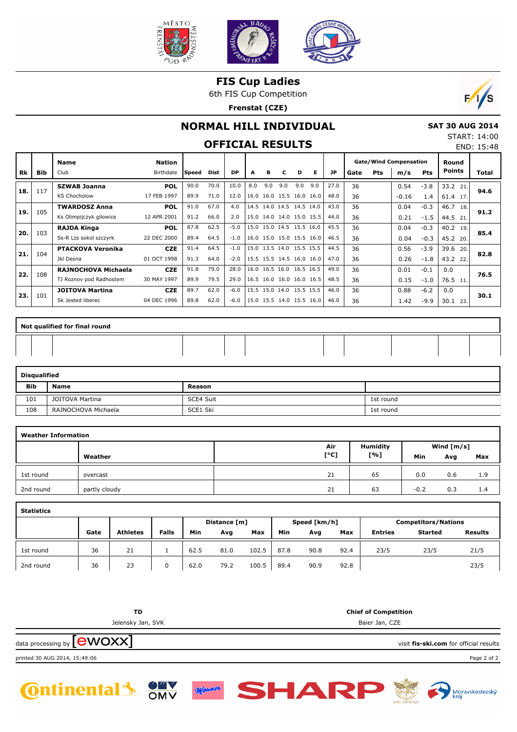# FIS Cup Ladies

6th FIS Cup Competition

**Frenstat (CZE)**

## NORMAL HILL INDIVIDUAL

## OFFICIAL RESULTS

**SAT 30 AUG 2014**
START: 14:00
END: 15:48

| Rk | Bib | Name / Club | Nation / Birthdate | Speed | Dist | DP | A | B | C | D | E | JP | Gate | Pts | m/s | Pts | Round Points | Total |
|---|---|---|---|---|---|---|---|---|---|---|---|---|---|---|---|---|---|---|
| 18. | 117 | **SZWAB Joanna** | **POL** | 90.0 | 70.0 | 10.0 | 8.0 | 9.0 | 9.0 | 9.0 | 9.0 | 27.0 | 36 | | 0.54 | -3.8 | 33.2 21. | 94.6 |
| | | KS Chocholow | 17 FEB 1997 | 89.9 | 71.0 | 12.0 | 16.0 | 16.0 | 15.5 | 16.0 | 16.0 | 48.0 | 36 | | -0.16 | 1.4 | 61.4 17. | |
| 19. | 105 | **TWARDOSZ Anna** | **POL** | 91.0 | 67.0 | 4.0 | 14.5 | 14.0 | 14.5 | 14.5 | 14.0 | 43.0 | 36 | | 0.04 | -0.3 | 46.7 18. | 91.2 |
| | | Ks Olimpijczyk gilowice | 12 APR 2001 | 91.2 | 66.0 | 2.0 | 15.0 | 14.0 | 14.0 | 15.0 | 15.5 | 44.0 | 36 | | 0.21 | -1.5 | 44.5 21. | |
| 20. | 103 | **RAJDA Kinga** | **POL** | 87.8 | 62.5 | -5.0 | 15.0 | 15.0 | 14.5 | 15.5 | 16.0 | 45.5 | 36 | | 0.04 | -0.3 | 40.2 19. | 85.4 |
| | | Ss-R Lzs sokol szczyrk | 22 DEC 2000 | 89.4 | 64.5 | -1.0 | 16.0 | 15.0 | 15.0 | 15.5 | 16.0 | 46.5 | 36 | | 0.04 | -0.3 | 45.2 20. | |
| 21. | 104 | **PTACKOVA Veronika** | **CZE** | 91.4 | 64.5 | -1.0 | 15.0 | 13.5 | 14.0 | 15.5 | 15.5 | 44.5 | 36 | | 0.56 | -3.9 | 39.6 20. | 82.8 |
| | | Jkl Desna | 01 OCT 1998 | 91.3 | 64.0 | -2.0 | 15.5 | 15.5 | 14.5 | 16.0 | 16.0 | 47.0 | 36 | | 0.26 | -1.8 | 43.2 22. | |
| 22. | 108 | **RAJNOCHOVA Michaela** | **CZE** | 91.8 | 79.0 | 28.0 | 16.0 | 16.5 | 16.0 | 16.5 | 16.5 | 49.0 | 36 | | 0.01 | -0.1 | 0.0 | 76.5 |
| | | TJ Roznov pod Radhostem | 30 MAY 1997 | 89.9 | 79.5 | 29.0 | 16.5 | 16.0 | 16.0 | 16.0 | 16.5 | 48.5 | 36 | | 0.15 | -1.0 | 76.5 11. | |
| 23. | 101 | **JOITOVA Martina** | **CZE** | 89.7 | 62.0 | -6.0 | 15.5 | 15.0 | 14.0 | 15.5 | 15.5 | 46.0 | 36 | | 0.88 | -6.2 | 0.0 | 30.1 |
| | | Sk Jested liberec | 04 DEC 1996 | 89.8 | 62.0 | -6.0 | 15.0 | 15.5 | 14.0 | 15.5 | 16.0 | 46.0 | 36 | | 1.42 | -9.9 | 30.1 23. | |

**Not qualified for final round**

**Disqualified**

| Bib | Name | Reason | |
|---|---|---|---|
| 101 | JOITOVA Martina | SCE4 Suit | 1st round |
| 108 | RAJNOCHOVA Michaela | SCE1 Ski | 1st round |

**Weather Information**

| | Weather | Air [°C] | Humidity [%] | Wind [m/s] Min | Avg | Max |
|---|---|---|---|---|---|---|
| 1st round | overcast | 21 | 65 | 0.0 | 0.6 | 1.9 |
| 2nd round | partly cloudy | 21 | 63 | -0.2 | 0.3 | 1.4 |

**Statistics**

| | Gate | Athletes | Falls | Distance [m] Min | Avg | Max | Speed [km/h] Min | Avg | Max | Competitors/Nations Entries | Started | Results |
|---|---|---|---|---|---|---|---|---|---|---|---|---|
| 1st round | 36 | 21 | 1 | 62.5 | 81.0 | 102.5 | 87.8 | 90.8 | 92.4 | 23/5 | 23/5 | 21/5 |
| 2nd round | 36 | 23 | 0 | 62.0 | 79.2 | 100.5 | 89.4 | 90.9 | 92.8 | | | 23/5 |

**TD**
Jelensky Jan, SVK

**Chief of Competition**
Baier Jan, CZE

data processing by ewoxx

visit **fis-ski.com** for official results

printed 30 AUG 2014, 15:49:06